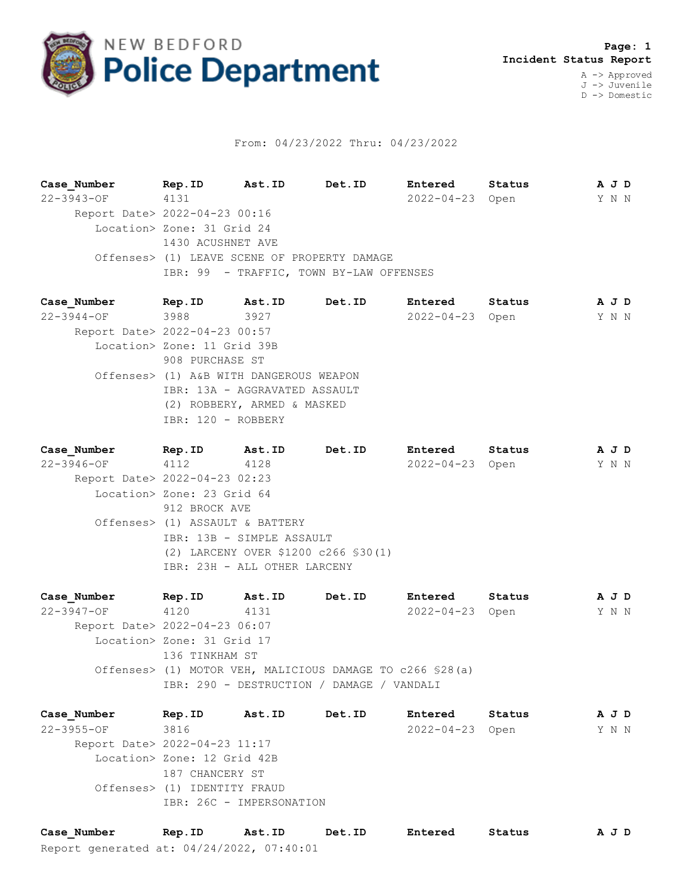# NEW BEDFORD Police Department

**Incident Status Report**

A -> Approved
J -> Juvenile
D -> Domestic

From: 04/23/2022 Thru: 04/23/2022

| Case_Number | Rep.ID | Ast.ID | Det.ID | Entered | Status | A J D |
|---|---|---|---|---|---|---|
| 22-3943-OF | 4131 | | | 2022-04-23 | Open | Y N N |

Report Date> 2022-04-23 00:16
Location> Zone: 31 Grid 24
1430 ACUSHNET AVE
Offenses> (1) LEAVE SCENE OF PROPERTY DAMAGE
IBR: 99 - TRAFFIC, TOWN BY-LAW OFFENSES

| Case_Number | Rep.ID | Ast.ID | Det.ID | Entered | Status | A J D |
|---|---|---|---|---|---|---|
| 22-3944-OF | 3988 | 3927 | | 2022-04-23 | Open | Y N N |

Report Date> 2022-04-23 00:57
Location> Zone: 11 Grid 39B
908 PURCHASE ST
Offenses> (1) A&B WITH DANGEROUS WEAPON
IBR: 13A - AGGRAVATED ASSAULT
(2) ROBBERY, ARMED & MASKED
IBR: 120 - ROBBERY

| Case_Number | Rep.ID | Ast.ID | Det.ID | Entered | Status | A J D |
|---|---|---|---|---|---|---|
| 22-3946-OF | 4112 | 4128 | | 2022-04-23 | Open | Y N N |

Report Date> 2022-04-23 02:23
Location> Zone: 23 Grid 64
912 BROCK AVE
Offenses> (1) ASSAULT & BATTERY
IBR: 13B - SIMPLE ASSAULT
(2) LARCENY OVER $1200 c266 §30(1)
IBR: 23H - ALL OTHER LARCENY

| Case_Number | Rep.ID | Ast.ID | Det.ID | Entered | Status | A J D |
|---|---|---|---|---|---|---|
| 22-3947-OF | 4120 | 4131 | | 2022-04-23 | Open | Y N N |

Report Date> 2022-04-23 06:07
Location> Zone: 31 Grid 17
136 TINKHAM ST
Offenses> (1) MOTOR VEH, MALICIOUS DAMAGE TO c266 §28(a)
IBR: 290 - DESTRUCTION / DAMAGE / VANDALI

| Case_Number | Rep.ID | Ast.ID | Det.ID | Entered | Status | A J D |
|---|---|---|---|---|---|---|
| 22-3955-OF | 3816 | | | 2022-04-23 | Open | Y N N |

Report Date> 2022-04-23 11:17
Location> Zone: 12 Grid 42B
187 CHANCERY ST
Offenses> (1) IDENTITY FRAUD
IBR: 26C - IMPERSONATION

| Case_Number | Rep.ID | Ast.ID | Det.ID | Entered | Status | A J D |
|---|---|---|---|---|---|---|

Report generated at: 04/24/2022, 07:40:01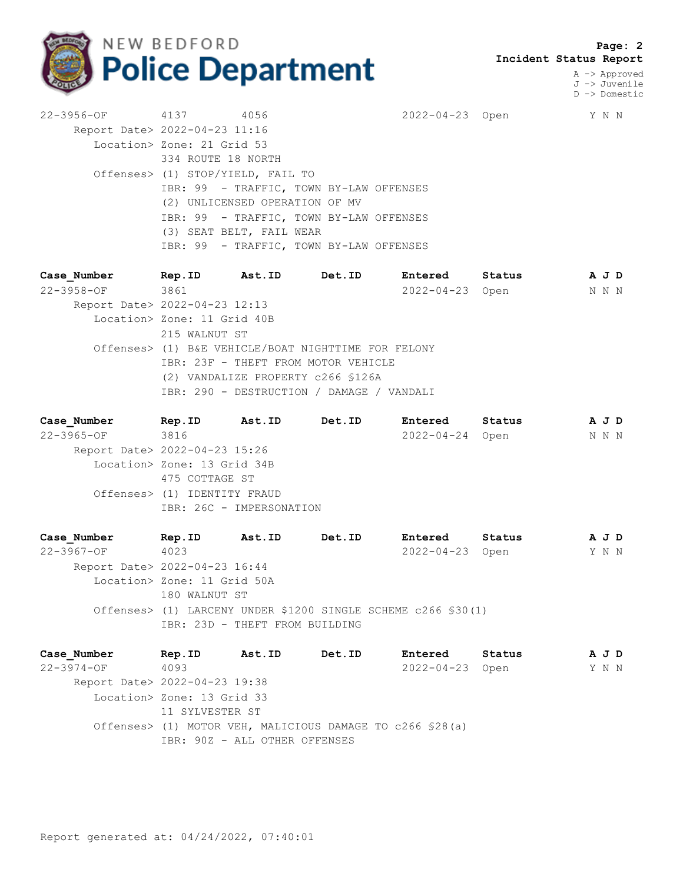**NEW BEDFORD Police Department**

**Incident Status Report**

A -> Approved
J -> Juvenile
D -> Domestic

```
22-3956-OF         4137       4056                       2022-04-23  Open          Y N N
     Report Date> 2022-04-23 11:16
        Location> Zone: 21 Grid 53
                  334 ROUTE 18 NORTH
        Offenses> (1) STOP/YIELD, FAIL TO
                  IBR: 99  - TRAFFIC, TOWN BY-LAW OFFENSES
                  (2) UNLICENSED OPERATION OF MV
                  IBR: 99  - TRAFFIC, TOWN BY-LAW OFFENSES
                  (3) SEAT BELT, FAIL WEAR
                  IBR: 99  - TRAFFIC, TOWN BY-LAW OFFENSES
```

```
Case_Number        Rep.ID     Ast.ID     Det.ID     Entered     Status        A J D
22-3958-OF         3861                             2022-04-23  Open          N N N
     Report Date> 2022-04-23 12:13
        Location> Zone: 11 Grid 40B
                  215 WALNUT ST
        Offenses> (1) B&E VEHICLE/BOAT NIGHTTIME FOR FELONY
                  IBR: 23F - THEFT FROM MOTOR VEHICLE
                  (2) VANDALIZE PROPERTY c266 §126A
                  IBR: 290 - DESTRUCTION / DAMAGE / VANDALI
```

```
Case_Number        Rep.ID     Ast.ID     Det.ID     Entered     Status        A J D
22-3965-OF         3816                             2022-04-24  Open          N N N
     Report Date> 2022-04-23 15:26
        Location> Zone: 13 Grid 34B
                  475 COTTAGE ST
        Offenses> (1) IDENTITY FRAUD
                  IBR: 26C - IMPERSONATION
```

```
Case_Number        Rep.ID     Ast.ID     Det.ID     Entered     Status        A J D
22-3967-OF         4023                             2022-04-23  Open          Y N N
     Report Date> 2022-04-23 16:44
        Location> Zone: 11 Grid 50A
                  180 WALNUT ST
        Offenses> (1) LARCENY UNDER $1200 SINGLE SCHEME c266 §30(1)
                  IBR: 23D - THEFT FROM BUILDING
```

```
Case_Number        Rep.ID     Ast.ID     Det.ID     Entered     Status        A J D
22-3974-OF         4093                             2022-04-23  Open          Y N N
     Report Date> 2022-04-23 19:38
        Location> Zone: 13 Grid 33
                  11 SYLVESTER ST
        Offenses> (1) MOTOR VEH, MALICIOUS DAMAGE TO c266 §28(a)
                  IBR: 90Z - ALL OTHER OFFENSES
```

Report generated at: 04/24/2022, 07:40:01